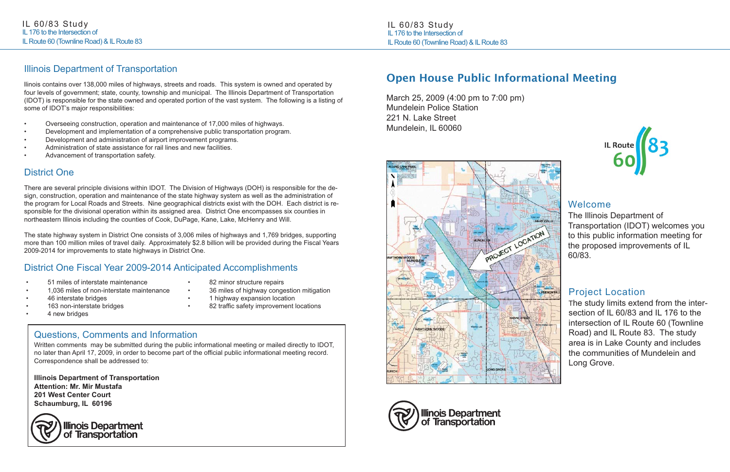## Illinois Department of Transportation

llinois contains over 138,000 miles of highways, streets and roads. This system is owned and operated by four levels of government; state, county, township and municipal. The Illinois Department of Transportation (IDOT) is responsible for the state owned and operated portion of the vast system. The following is a listing of some of IDOT's major responsibilities:

- Overseeing construction, operation and maintenance of 17,000 miles of highways.
- Development and implementation of a comprehensive public transportation program.
- Development and administration of airport improvement programs.
- Administration of state assistance for rail lines and new facilities.
- Advancement of transportation safety.

## District One

There are several principle divisions within IDOT. The Division of Highways (DOH) is responsible for the design, construction, operation and maintenance of the state highway system as well as the administration of the program for Local Roads and Streets. Nine geographical districts exist with the DOH. Each district is responsible for the divisional operation within its assigned area. District One encompasses six counties in northeastern Illinois including the counties of Cook, DuPage, Kane, Lake, McHenry and Will.

The state highway system in District One consists of 3,006 miles of highways and 1,769 bridges, supporting more than 100 million miles of travel daily. Approximately $2.8 billion will be provided during the Fiscal Years 2009-2014 for improvements to state highways in District One.

## District One Fiscal Year 2009-2014 Anticipated Accomplishments

- 51 miles of interstate maintenance
- 1,036 miles of non-interstate maintenance
- 46 interstate bridges
- 163 non-interstate bridges
- 4 new bridges
- 82 minor structure repairs
- 36 miles of highway congestion mitigation
- 1 highway expansion location
- 82 traffic safety improvement locations

## Questions, Comments and Information

Written comments may be submitted during the public informational meeting or mailed directly to IDOT, no later than April 17, 2009, in order to become part of the official public informational meeting record. Correspondence shall be addressed to:

**Illinois Department of Transportation**
**Attention: Mr. Mir Mustafa**
**201 West Center Court**
**Schaumburg, IL 60196**

Illinois Department of Transportation

# IL 60/83 Study

IL 176 to the Intersection of IL Route 60 (Townline Road) & IL Route 83

## Open House Public Informational Meeting

March 25, 2009 (4:00 pm to 7:00 pm)
Mundelein Police Station
221 N. Lake Street
Mundelein, IL 60060

IL Route 60 83

## Welcome

The Illinois Department of Transportation (IDOT) welcomes you to this public information meeting for the proposed improvements of IL 60/83.

## Project Location

The study limits extend from the intersection of IL 60/83 and IL 176 to the intersection of IL Route 60 (Townline Road) and IL Route 83. The study area is in Lake County and includes the communities of Mundelein and Long Grove.

Illinois Department of Transportation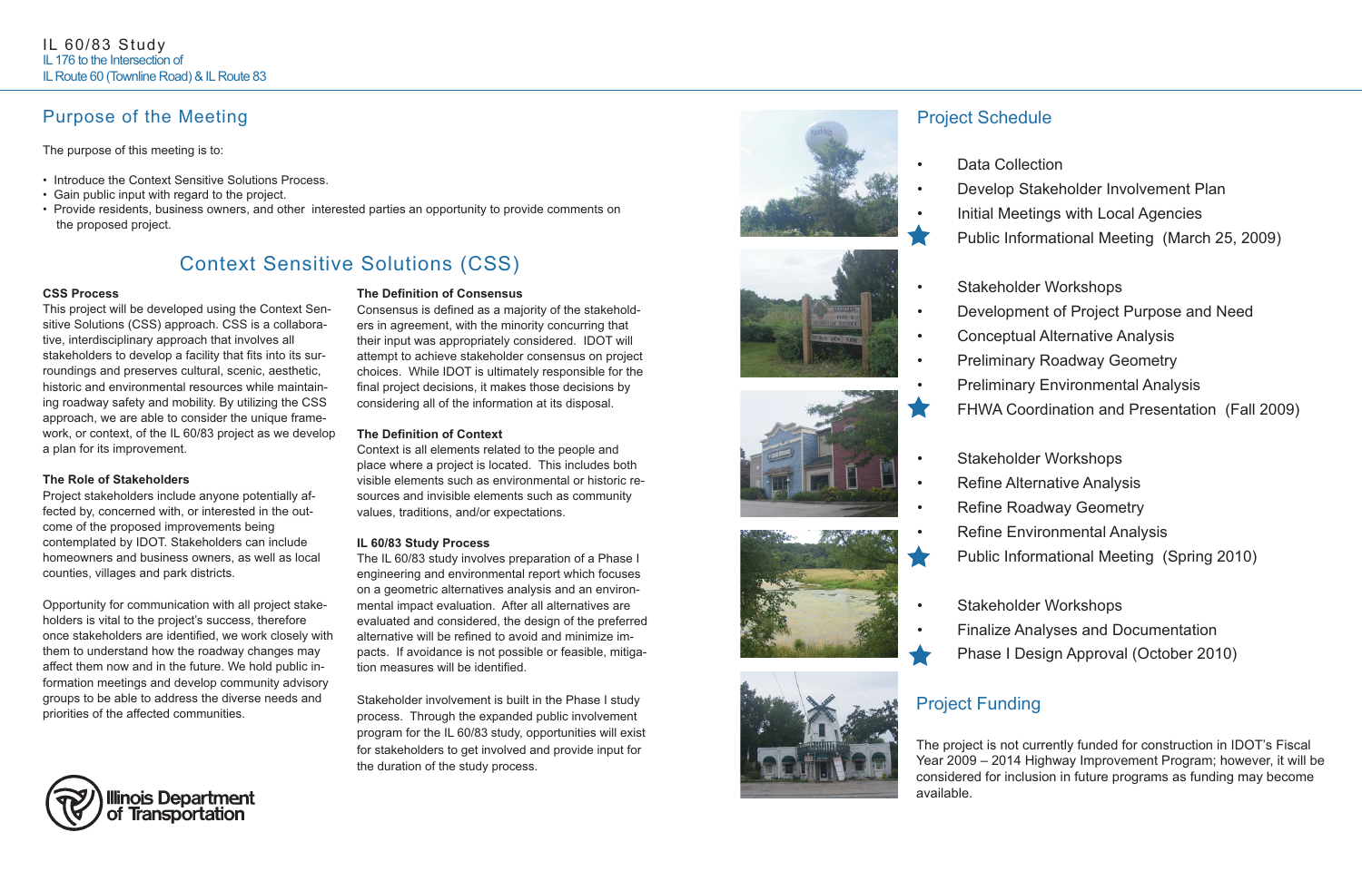IL 60/83 Study
IL 176 to the Intersection of
IL Route 60 (Townline Road) & IL Route 83

## Purpose of the Meeting

The purpose of this meeting is to:

- Introduce the Context Sensitive Solutions Process.
- Gain public input with regard to the project.
- Provide residents, business owners, and other interested parties an opportunity to provide comments on the proposed project.

## Context Sensitive Solutions (CSS)

**CSS Process**

This project will be developed using the Context Sensitive Solutions (CSS) approach. CSS is a collaborative, interdisciplinary approach that involves all stakeholders to develop a facility that fits into its surroundings and preserves cultural, scenic, aesthetic, historic and environmental resources while maintaining roadway safety and mobility. By utilizing the CSS approach, we are able to consider the unique framework, or context, of the IL 60/83 project as we develop a plan for its improvement.

**The Role of Stakeholders**

Project stakeholders include anyone potentially affected by, concerned with, or interested in the outcome of the proposed improvements being contemplated by IDOT. Stakeholders can include homeowners and business owners, as well as local counties, villages and park districts.

Opportunity for communication with all project stakeholders is vital to the project's success, therefore once stakeholders are identified, we work closely with them to understand how the roadway changes may affect them now and in the future. We hold public information meetings and develop community advisory groups to be able to address the diverse needs and priorities of the affected communities.

**The Definition of Consensus**

Consensus is defined as a majority of the stakeholders in agreement, with the minority concurring that their input was appropriately considered. IDOT will attempt to achieve stakeholder consensus on project choices. While IDOT is ultimately responsible for the final project decisions, it makes those decisions by considering all of the information at its disposal.

**The Definition of Context**

Context is all elements related to the people and place where a project is located. This includes both visible elements such as environmental or historic resources and invisible elements such as community values, traditions, and/or expectations.

**IL 60/83 Study Process**

The IL 60/83 study involves preparation of a Phase I engineering and environmental report which focuses on a geometric alternatives analysis and an environmental impact evaluation. After all alternatives are evaluated and considered, the design of the preferred alternative will be refined to avoid and minimize impacts. If avoidance is not possible or feasible, mitigation measures will be identified.

Stakeholder involvement is built in the Phase I study process. Through the expanded public involvement program for the IL 60/83 study, opportunities will exist for stakeholders to get involved and provide input for the duration of the study process.

Illinois Department of Transportation

## Project Schedule

- Data Collection
- Develop Stakeholder Involvement Plan
- Initial Meetings with Local Agencies
- ★ Public Informational Meeting (March 25, 2009)

- Stakeholder Workshops
- Development of Project Purpose and Need
- Conceptual Alternative Analysis
- Preliminary Roadway Geometry
- Preliminary Environmental Analysis
- ★ FHWA Coordination and Presentation (Fall 2009)

- Stakeholder Workshops
- Refine Alternative Analysis
- Refine Roadway Geometry
- Refine Environmental Analysis
- ★ Public Informational Meeting (Spring 2010)

- Stakeholder Workshops
- Finalize Analyses and Documentation
- ★ Phase I Design Approval (October 2010)

## Project Funding

The project is not currently funded for construction in IDOT's Fiscal Year 2009 – 2014 Highway Improvement Program; however, it will be considered for inclusion in future programs as funding may become available.